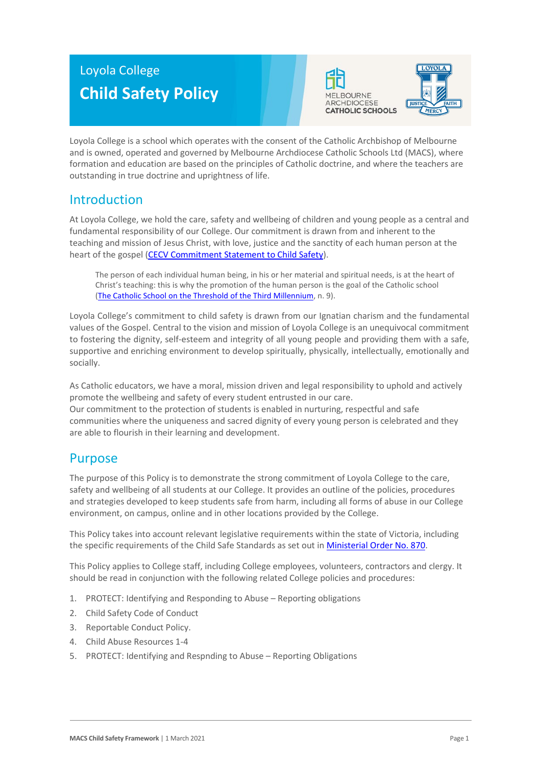Loyola College

# Child Safety Policy

Loyola College is a school which operates with the consent of the Catholic Archbishop of Melbourne and is owned, operated and governed by Melbourne Archdiocese Catholic Schools Ltd (MACS), where formation and education are based on the principles of Catholic doctrine, and where the teachers are outstanding in true doctrine and uprightness of life.

## Introduction

At Loyola College, we hold the care, safety and wellbeing of children and young people as a central and fundamental responsibility of our College. Our commitment is drawn from and inherent to the teaching and mission of Jesus Christ, with love, justice and the sanctity of each human person at the heart of the gospel ([CECV Commitment Statement to Child Safety]).

> The person of each individual human being, in his or her material and spiritual needs, is at the heart of Christ's teaching: this is why the promotion of the human person is the goal of the Catholic school ([The Catholic School on the Threshold of the Third Millennium], n. 9).

Loyola College's commitment to child safety is drawn from our Ignatian charism and the fundamental values of the Gospel. Central to the vision and mission of Loyola College is an unequivocal commitment to fostering the dignity, self-esteem and integrity of all young people and providing them with a safe, supportive and enriching environment to develop spiritually, physically, intellectually, emotionally and socially.

As Catholic educators, we have a moral, mission driven and legal responsibility to uphold and actively promote the wellbeing and safety of every student entrusted in our care.
Our commitment to the protection of students is enabled in nurturing, respectful and safe communities where the uniqueness and sacred dignity of every young person is celebrated and they are able to flourish in their learning and development.

## Purpose

The purpose of this Policy is to demonstrate the strong commitment of Loyola College to the care, safety and wellbeing of all students at our College. It provides an outline of the policies, procedures and strategies developed to keep students safe from harm, including all forms of abuse in our College environment, on campus, online and in other locations provided by the College.

This Policy takes into account relevant legislative requirements within the state of Victoria, including the specific requirements of the Child Safe Standards as set out in [Ministerial Order No. 870].

This Policy applies to College staff, including College employees, volunteers, contractors and clergy. It should be read in conjunction with the following related College policies and procedures:

1. PROTECT: Identifying and Responding to Abuse – Reporting obligations
2. Child Safety Code of Conduct
3. Reportable Conduct Policy.
4. Child Abuse Resources 1-4
5. PROTECT: Identifying and Respnding to Abuse – Reporting Obligations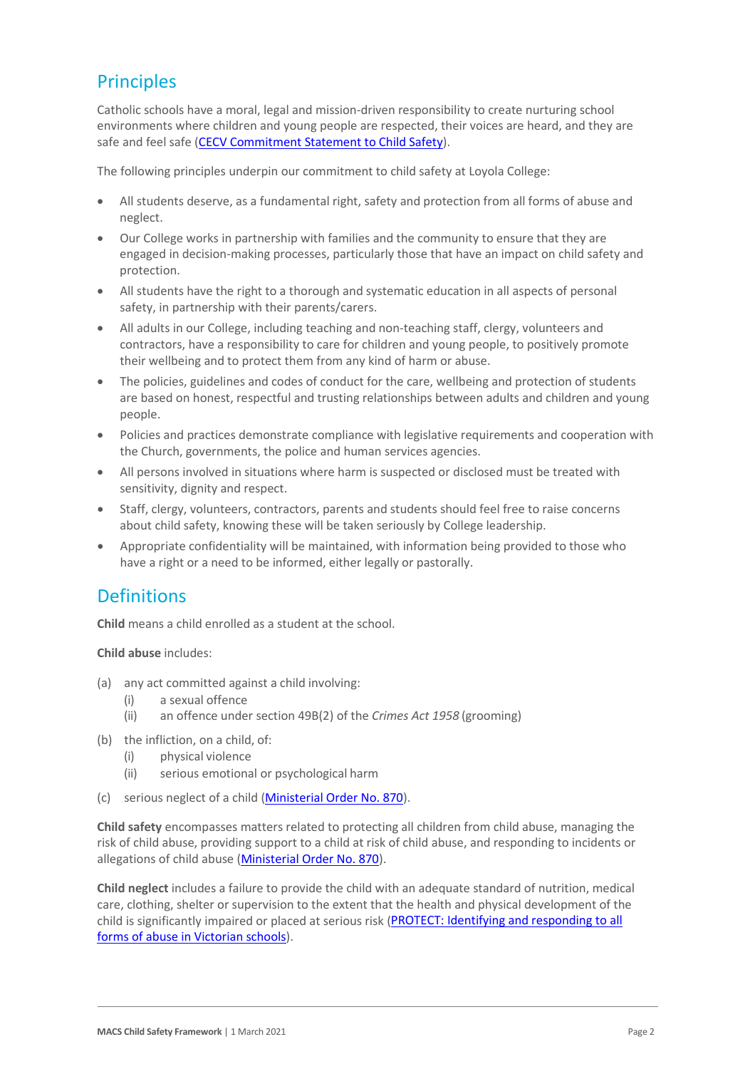## Principles

Catholic schools have a moral, legal and mission-driven responsibility to create nurturing school environments where children and young people are respected, their voices are heard, and they are safe and feel safe (CECV Commitment Statement to Child Safety).

The following principles underpin our commitment to child safety at Loyola College:

- All students deserve, as a fundamental right, safety and protection from all forms of abuse and neglect.
- Our College works in partnership with families and the community to ensure that they are engaged in decision-making processes, particularly those that have an impact on child safety and protection.
- All students have the right to a thorough and systematic education in all aspects of personal safety, in partnership with their parents/carers.
- All adults in our College, including teaching and non-teaching staff, clergy, volunteers and contractors, have a responsibility to care for children and young people, to positively promote their wellbeing and to protect them from any kind of harm or abuse.
- The policies, guidelines and codes of conduct for the care, wellbeing and protection of students are based on honest, respectful and trusting relationships between adults and children and young people.
- Policies and practices demonstrate compliance with legislative requirements and cooperation with the Church, governments, the police and human services agencies.
- All persons involved in situations where harm is suspected or disclosed must be treated with sensitivity, dignity and respect.
- Staff, clergy, volunteers, contractors, parents and students should feel free to raise concerns about child safety, knowing these will be taken seriously by College leadership.
- Appropriate confidentiality will be maintained, with information being provided to those who have a right or a need to be informed, either legally or pastorally.

## Definitions

**Child** means a child enrolled as a student at the school.

**Child abuse** includes:

(a) any act committed against a child involving:
  (i) a sexual offence
  (ii) an offence under section 49B(2) of the *Crimes Act 1958* (grooming)

(b) the infliction, on a child, of:
  (i) physical violence
  (ii) serious emotional or psychological harm

(c) serious neglect of a child (Ministerial Order No. 870).

**Child safety** encompasses matters related to protecting all children from child abuse, managing the risk of child abuse, providing support to a child at risk of child abuse, and responding to incidents or allegations of child abuse (Ministerial Order No. 870).

**Child neglect** includes a failure to provide the child with an adequate standard of nutrition, medical care, clothing, shelter or supervision to the extent that the health and physical development of the child is significantly impaired or placed at serious risk (PROTECT: Identifying and responding to all forms of abuse in Victorian schools).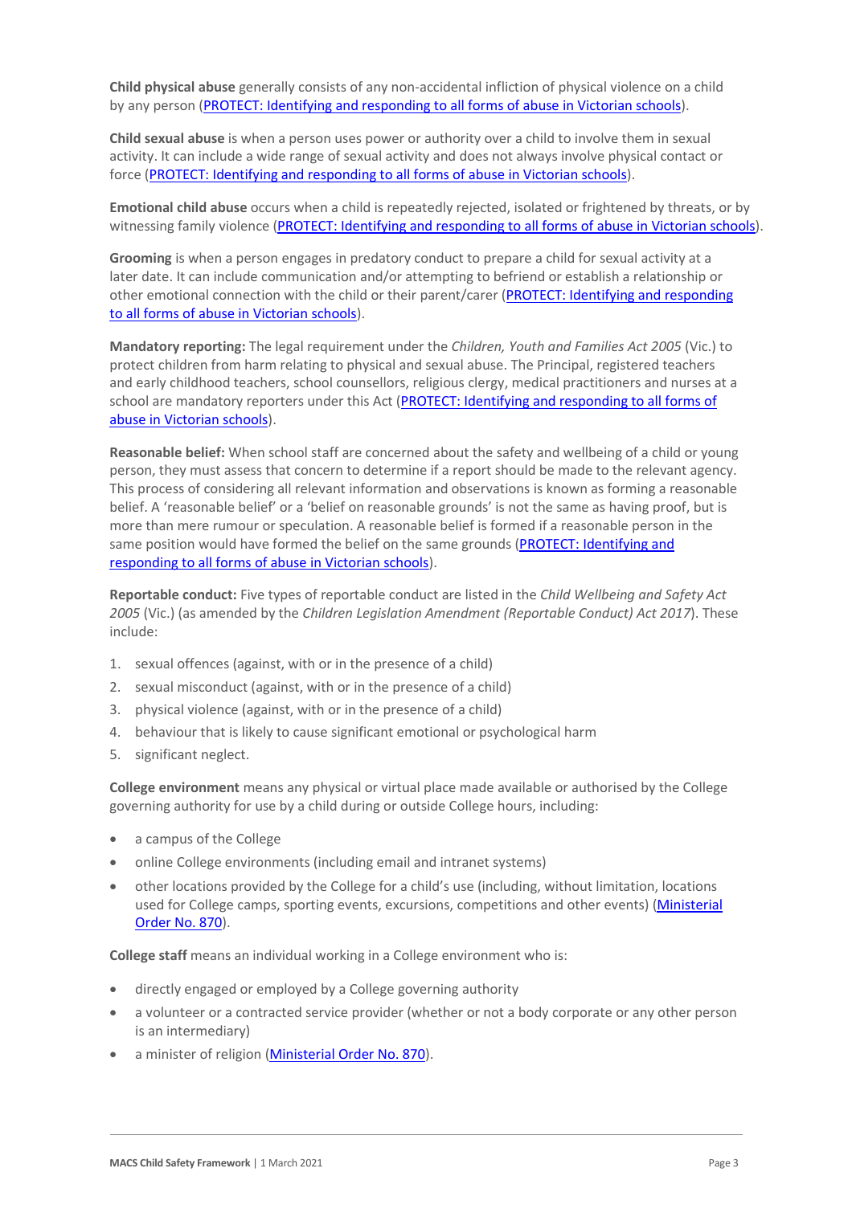**Child physical abuse** generally consists of any non-accidental infliction of physical violence on a child by any person ([PROTECT: Identifying and responding to all forms of abuse in Victorian schools](#)).

**Child sexual abuse** is when a person uses power or authority over a child to involve them in sexual activity. It can include a wide range of sexual activity and does not always involve physical contact or force ([PROTECT: Identifying and responding to all forms of abuse in Victorian schools](#)).

**Emotional child abuse** occurs when a child is repeatedly rejected, isolated or frightened by threats, or by witnessing family violence ([PROTECT: Identifying and responding to all forms of abuse in Victorian schools](#)).

**Grooming** is when a person engages in predatory conduct to prepare a child for sexual activity at a later date. It can include communication and/or attempting to befriend or establish a relationship or other emotional connection with the child or their parent/carer ([PROTECT: Identifying and responding to all forms of abuse in Victorian schools](#)).

**Mandatory reporting:** The legal requirement under the *Children, Youth and Families Act 2005* (Vic.) to protect children from harm relating to physical and sexual abuse. The Principal, registered teachers and early childhood teachers, school counsellors, religious clergy, medical practitioners and nurses at a school are mandatory reporters under this Act ([PROTECT: Identifying and responding to all forms of abuse in Victorian schools](#)).

**Reasonable belief:** When school staff are concerned about the safety and wellbeing of a child or young person, they must assess that concern to determine if a report should be made to the relevant agency. This process of considering all relevant information and observations is known as forming a reasonable belief. A 'reasonable belief' or a 'belief on reasonable grounds' is not the same as having proof, but is more than mere rumour or speculation. A reasonable belief is formed if a reasonable person in the same position would have formed the belief on the same grounds ([PROTECT: Identifying and responding to all forms of abuse in Victorian schools](#)).

**Reportable conduct:** Five types of reportable conduct are listed in the *Child Wellbeing and Safety Act 2005* (Vic.) (as amended by the *Children Legislation Amendment (Reportable Conduct) Act 2017*). These include:

1. sexual offences (against, with or in the presence of a child)
2. sexual misconduct (against, with or in the presence of a child)
3. physical violence (against, with or in the presence of a child)
4. behaviour that is likely to cause significant emotional or psychological harm
5. significant neglect.

**College environment** means any physical or virtual place made available or authorised by the College governing authority for use by a child during or outside College hours, including:

- a campus of the College
- online College environments (including email and intranet systems)
- other locations provided by the College for a child's use (including, without limitation, locations used for College camps, sporting events, excursions, competitions and other events) ([Ministerial Order No. 870](#)).

**College staff** means an individual working in a College environment who is:

- directly engaged or employed by a College governing authority
- a volunteer or a contracted service provider (whether or not a body corporate or any other person is an intermediary)
- a minister of religion ([Ministerial Order No. 870](#)).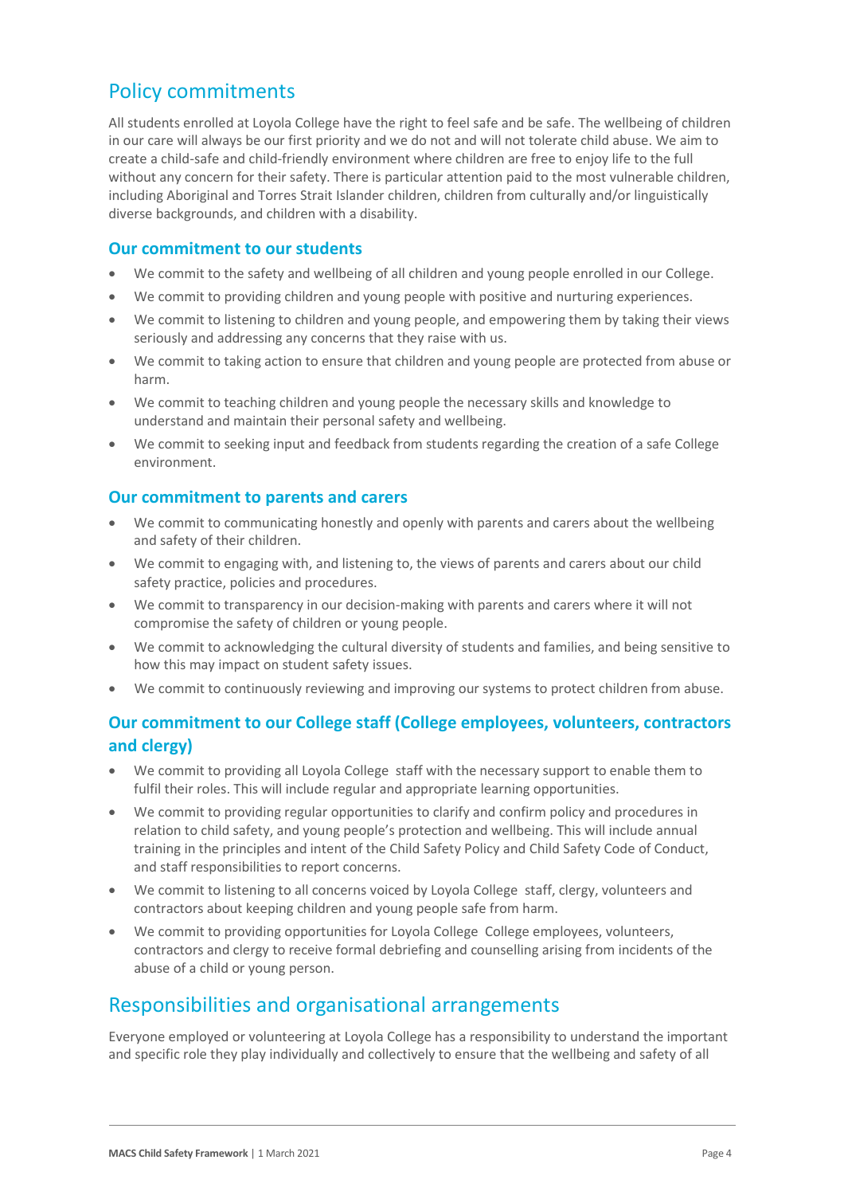## Policy commitments

All students enrolled at Loyola College have the right to feel safe and be safe. The wellbeing of children in our care will always be our first priority and we do not and will not tolerate child abuse. We aim to create a child-safe and child-friendly environment where children are free to enjoy life to the full without any concern for their safety. There is particular attention paid to the most vulnerable children, including Aboriginal and Torres Strait Islander children, children from culturally and/or linguistically diverse backgrounds, and children with a disability.

### Our commitment to our students

- We commit to the safety and wellbeing of all children and young people enrolled in our College.
- We commit to providing children and young people with positive and nurturing experiences.
- We commit to listening to children and young people, and empowering them by taking their views seriously and addressing any concerns that they raise with us.
- We commit to taking action to ensure that children and young people are protected from abuse or harm.
- We commit to teaching children and young people the necessary skills and knowledge to understand and maintain their personal safety and wellbeing.
- We commit to seeking input and feedback from students regarding the creation of a safe College environment.

### Our commitment to parents and carers

- We commit to communicating honestly and openly with parents and carers about the wellbeing and safety of their children.
- We commit to engaging with, and listening to, the views of parents and carers about our child safety practice, policies and procedures.
- We commit to transparency in our decision-making with parents and carers where it will not compromise the safety of children or young people.
- We commit to acknowledging the cultural diversity of students and families, and being sensitive to how this may impact on student safety issues.
- We commit to continuously reviewing and improving our systems to protect children from abuse.

### Our commitment to our College staff (College employees, volunteers, contractors and clergy)

- We commit to providing all Loyola College staff with the necessary support to enable them to fulfil their roles. This will include regular and appropriate learning opportunities.
- We commit to providing regular opportunities to clarify and confirm policy and procedures in relation to child safety, and young people's protection and wellbeing. This will include annual training in the principles and intent of the Child Safety Policy and Child Safety Code of Conduct, and staff responsibilities to report concerns.
- We commit to listening to all concerns voiced by Loyola College staff, clergy, volunteers and contractors about keeping children and young people safe from harm.
- We commit to providing opportunities for Loyola College College employees, volunteers, contractors and clergy to receive formal debriefing and counselling arising from incidents of the abuse of a child or young person.

## Responsibilities and organisational arrangements

Everyone employed or volunteering at Loyola College has a responsibility to understand the important and specific role they play individually and collectively to ensure that the wellbeing and safety of all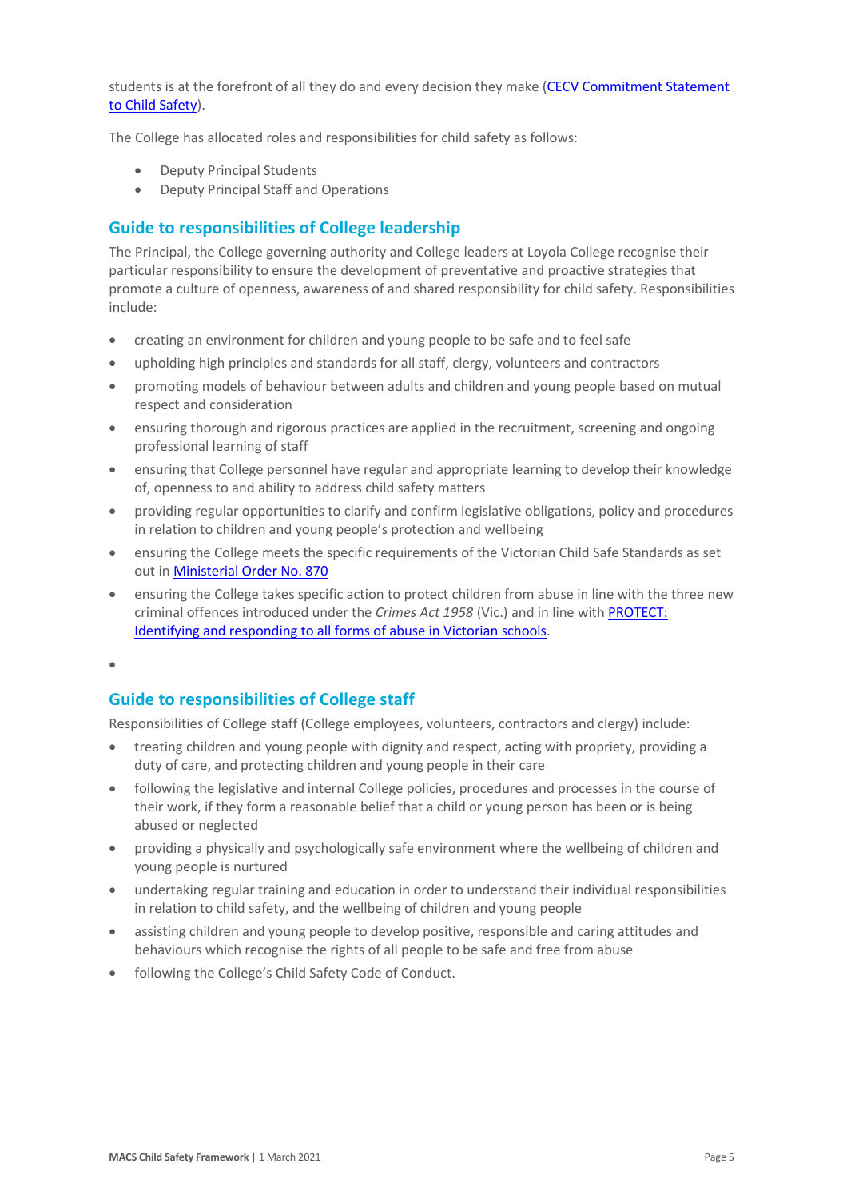students is at the forefront of all they do and every decision they make ([CECV Commitment Statement to Child Safety]()).

The College has allocated roles and responsibilities for child safety as follows:

- Deputy Principal Students
- Deputy Principal Staff and Operations

## Guide to responsibilities of College leadership

The Principal, the College governing authority and College leaders at Loyola College recognise their particular responsibility to ensure the development of preventative and proactive strategies that promote a culture of openness, awareness of and shared responsibility for child safety. Responsibilities include:

- creating an environment for children and young people to be safe and to feel safe
- upholding high principles and standards for all staff, clergy, volunteers and contractors
- promoting models of behaviour between adults and children and young people based on mutual respect and consideration
- ensuring thorough and rigorous practices are applied in the recruitment, screening and ongoing professional learning of staff
- ensuring that College personnel have regular and appropriate learning to develop their knowledge of, openness to and ability to address child safety matters
- providing regular opportunities to clarify and confirm legislative obligations, policy and procedures in relation to children and young people's protection and wellbeing
- ensuring the College meets the specific requirements of the Victorian Child Safe Standards as set out in [Ministerial Order No. 870]()
- ensuring the College takes specific action to protect children from abuse in line with the three new criminal offences introduced under the *Crimes Act 1958* (Vic.) and in line with [PROTECT: Identifying and responding to all forms of abuse in Victorian schools]().

## Guide to responsibilities of College staff

Responsibilities of College staff (College employees, volunteers, contractors and clergy) include:

- treating children and young people with dignity and respect, acting with propriety, providing a duty of care, and protecting children and young people in their care
- following the legislative and internal College policies, procedures and processes in the course of their work, if they form a reasonable belief that a child or young person has been or is being abused or neglected
- providing a physically and psychologically safe environment where the wellbeing of children and young people is nurtured
- undertaking regular training and education in order to understand their individual responsibilities in relation to child safety, and the wellbeing of children and young people
- assisting children and young people to develop positive, responsible and caring attitudes and behaviours which recognise the rights of all people to be safe and free from abuse
- following the College's Child Safety Code of Conduct.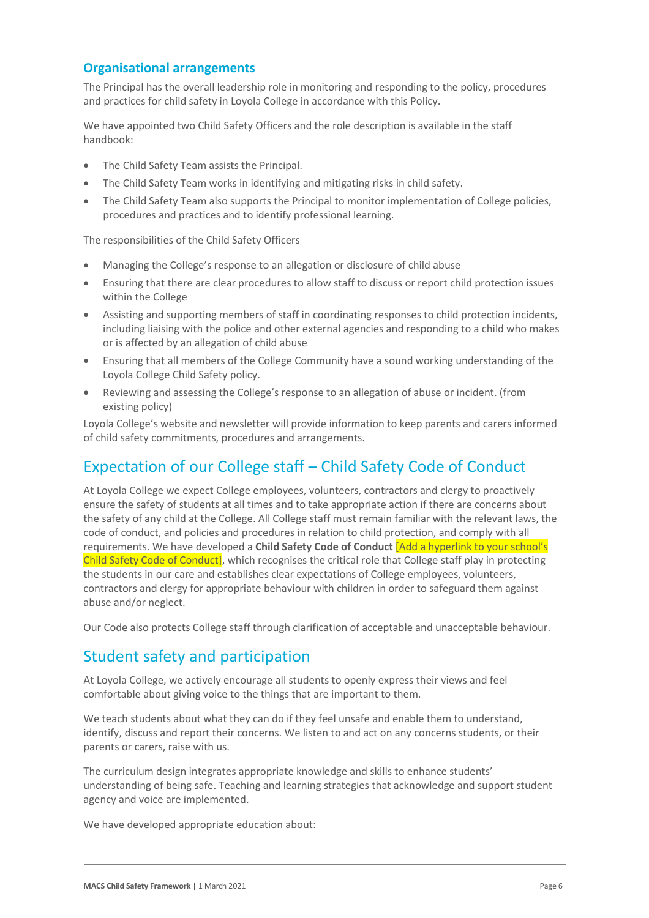### Organisational arrangements

The Principal has the overall leadership role in monitoring and responding to the policy, procedures and practices for child safety in Loyola College in accordance with this Policy.

We have appointed two Child Safety Officers and the role description is available in the staff handbook:

- The Child Safety Team assists the Principal.
- The Child Safety Team works in identifying and mitigating risks in child safety.
- The Child Safety Team also supports the Principal to monitor implementation of College policies, procedures and practices and to identify professional learning.

The responsibilities of the Child Safety Officers

- Managing the College's response to an allegation or disclosure of child abuse
- Ensuring that there are clear procedures to allow staff to discuss or report child protection issues within the College
- Assisting and supporting members of staff in coordinating responses to child protection incidents, including liaising with the police and other external agencies and responding to a child who makes or is affected by an allegation of child abuse
- Ensuring that all members of the College Community have a sound working understanding of the Loyola College Child Safety policy.
- Reviewing and assessing the College's response to an allegation of abuse or incident. (from existing policy)

Loyola College's website and newsletter will provide information to keep parents and carers informed of child safety commitments, procedures and arrangements.

## Expectation of our College staff – Child Safety Code of Conduct

At Loyola College we expect College employees, volunteers, contractors and clergy to proactively ensure the safety of students at all times and to take appropriate action if there are concerns about the safety of any child at the College. All College staff must remain familiar with the relevant laws, the code of conduct, and policies and procedures in relation to child protection, and comply with all requirements. We have developed a **Child Safety Code of Conduct** [Add a hyperlink to your school's Child Safety Code of Conduct], which recognises the critical role that College staff play in protecting the students in our care and establishes clear expectations of College employees, volunteers, contractors and clergy for appropriate behaviour with children in order to safeguard them against abuse and/or neglect.

Our Code also protects College staff through clarification of acceptable and unacceptable behaviour.

## Student safety and participation

At Loyola College, we actively encourage all students to openly express their views and feel comfortable about giving voice to the things that are important to them.

We teach students about what they can do if they feel unsafe and enable them to understand, identify, discuss and report their concerns. We listen to and act on any concerns students, or their parents or carers, raise with us.

The curriculum design integrates appropriate knowledge and skills to enhance students' understanding of being safe. Teaching and learning strategies that acknowledge and support student agency and voice are implemented.

We have developed appropriate education about: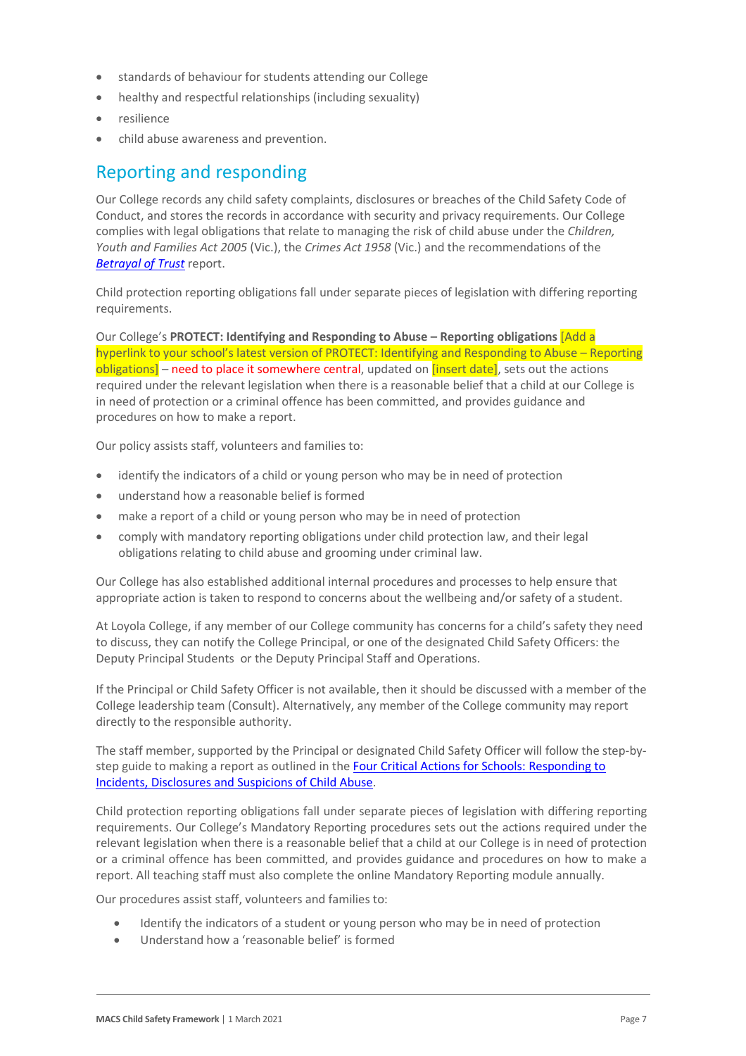- standards of behaviour for students attending our College
- healthy and respectful relationships (including sexuality)
- resilience
- child abuse awareness and prevention.

## Reporting and responding

Our College records any child safety complaints, disclosures or breaches of the Child Safety Code of Conduct, and stores the records in accordance with security and privacy requirements. Our College complies with legal obligations that relate to managing the risk of child abuse under the *Children, Youth and Families Act 2005* (Vic.), the *Crimes Act 1958* (Vic.) and the recommendations of the *Betrayal of Trust* report.

Child protection reporting obligations fall under separate pieces of legislation with differing reporting requirements.

Our College's **PROTECT: Identifying and Responding to Abuse – Reporting obligations** [Add a hyperlink to your school's latest version of PROTECT: Identifying and Responding to Abuse – Reporting obligations] – need to place it somewhere central, updated on [insert date], sets out the actions required under the relevant legislation when there is a reasonable belief that a child at our College is in need of protection or a criminal offence has been committed, and provides guidance and procedures on how to make a report.

Our policy assists staff, volunteers and families to:

- identify the indicators of a child or young person who may be in need of protection
- understand how a reasonable belief is formed
- make a report of a child or young person who may be in need of protection
- comply with mandatory reporting obligations under child protection law, and their legal obligations relating to child abuse and grooming under criminal law.

Our College has also established additional internal procedures and processes to help ensure that appropriate action is taken to respond to concerns about the wellbeing and/or safety of a student.

At Loyola College, if any member of our College community has concerns for a child's safety they need to discuss, they can notify the College Principal, or one of the designated Child Safety Officers: the Deputy Principal Students or the Deputy Principal Staff and Operations.

If the Principal or Child Safety Officer is not available, then it should be discussed with a member of the College leadership team (Consult). Alternatively, any member of the College community may report directly to the responsible authority.

The staff member, supported by the Principal or designated Child Safety Officer will follow the step-by-step guide to making a report as outlined in the Four Critical Actions for Schools: Responding to Incidents, Disclosures and Suspicions of Child Abuse.

Child protection reporting obligations fall under separate pieces of legislation with differing reporting requirements. Our College's Mandatory Reporting procedures sets out the actions required under the relevant legislation when there is a reasonable belief that a child at our College is in need of protection or a criminal offence has been committed, and provides guidance and procedures on how to make a report. All teaching staff must also complete the online Mandatory Reporting module annually.

Our procedures assist staff, volunteers and families to:

- Identify the indicators of a student or young person who may be in need of protection
- Understand how a 'reasonable belief' is formed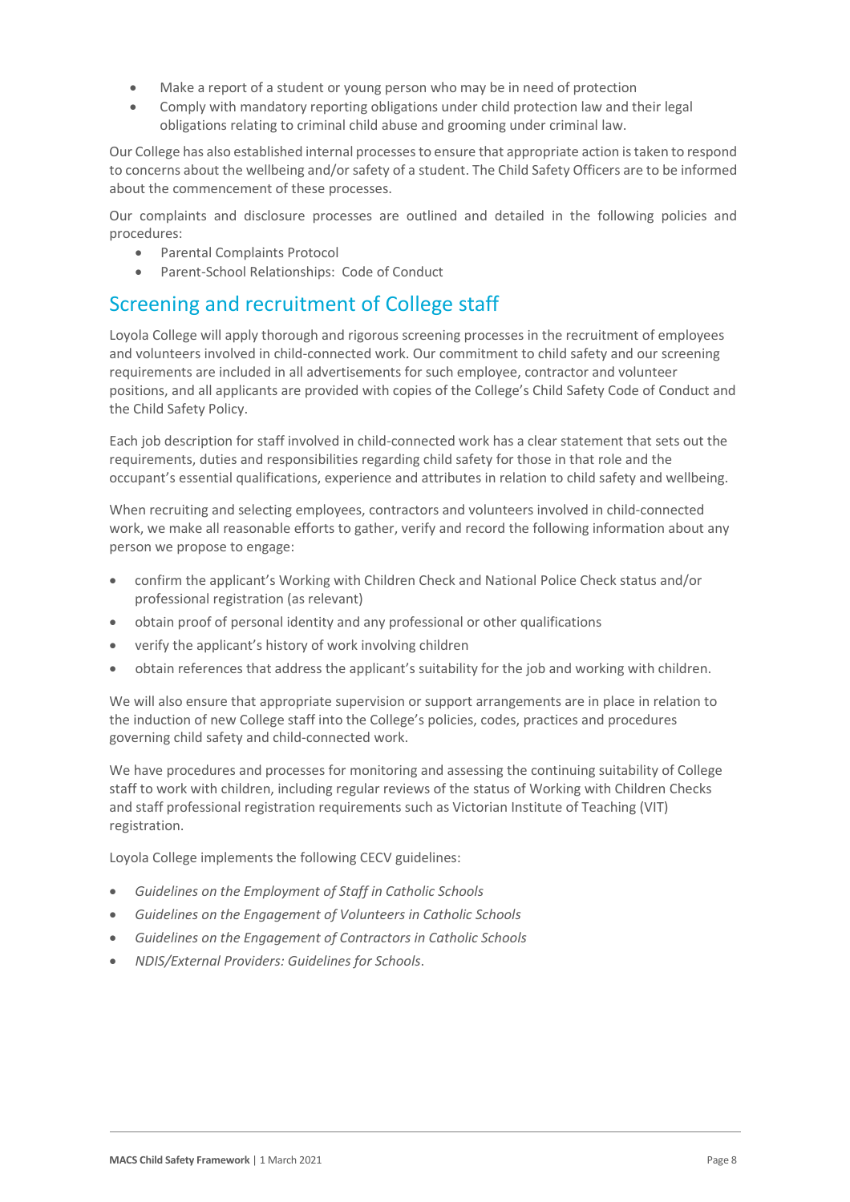- Make a report of a student or young person who may be in need of protection
- Comply with mandatory reporting obligations under child protection law and their legal obligations relating to criminal child abuse and grooming under criminal law.

Our College has also established internal processes to ensure that appropriate action is taken to respond to concerns about the wellbeing and/or safety of a student. The Child Safety Officers are to be informed about the commencement of these processes.

Our complaints and disclosure processes are outlined and detailed in the following policies and procedures:

- Parental Complaints Protocol
- Parent-School Relationships: Code of Conduct

## Screening and recruitment of College staff

Loyola College will apply thorough and rigorous screening processes in the recruitment of employees and volunteers involved in child-connected work. Our commitment to child safety and our screening requirements are included in all advertisements for such employee, contractor and volunteer positions, and all applicants are provided with copies of the College's Child Safety Code of Conduct and the Child Safety Policy.

Each job description for staff involved in child-connected work has a clear statement that sets out the requirements, duties and responsibilities regarding child safety for those in that role and the occupant's essential qualifications, experience and attributes in relation to child safety and wellbeing.

When recruiting and selecting employees, contractors and volunteers involved in child-connected work, we make all reasonable efforts to gather, verify and record the following information about any person we propose to engage:

- confirm the applicant's Working with Children Check and National Police Check status and/or professional registration (as relevant)
- obtain proof of personal identity and any professional or other qualifications
- verify the applicant's history of work involving children
- obtain references that address the applicant's suitability for the job and working with children.

We will also ensure that appropriate supervision or support arrangements are in place in relation to the induction of new College staff into the College's policies, codes, practices and procedures governing child safety and child-connected work.

We have procedures and processes for monitoring and assessing the continuing suitability of College staff to work with children, including regular reviews of the status of Working with Children Checks and staff professional registration requirements such as Victorian Institute of Teaching (VIT) registration.

Loyola College implements the following CECV guidelines:

- *Guidelines on the Employment of Staff in Catholic Schools*
- *Guidelines on the Engagement of Volunteers in Catholic Schools*
- *Guidelines on the Engagement of Contractors in Catholic Schools*
- *NDIS/External Providers: Guidelines for Schools*.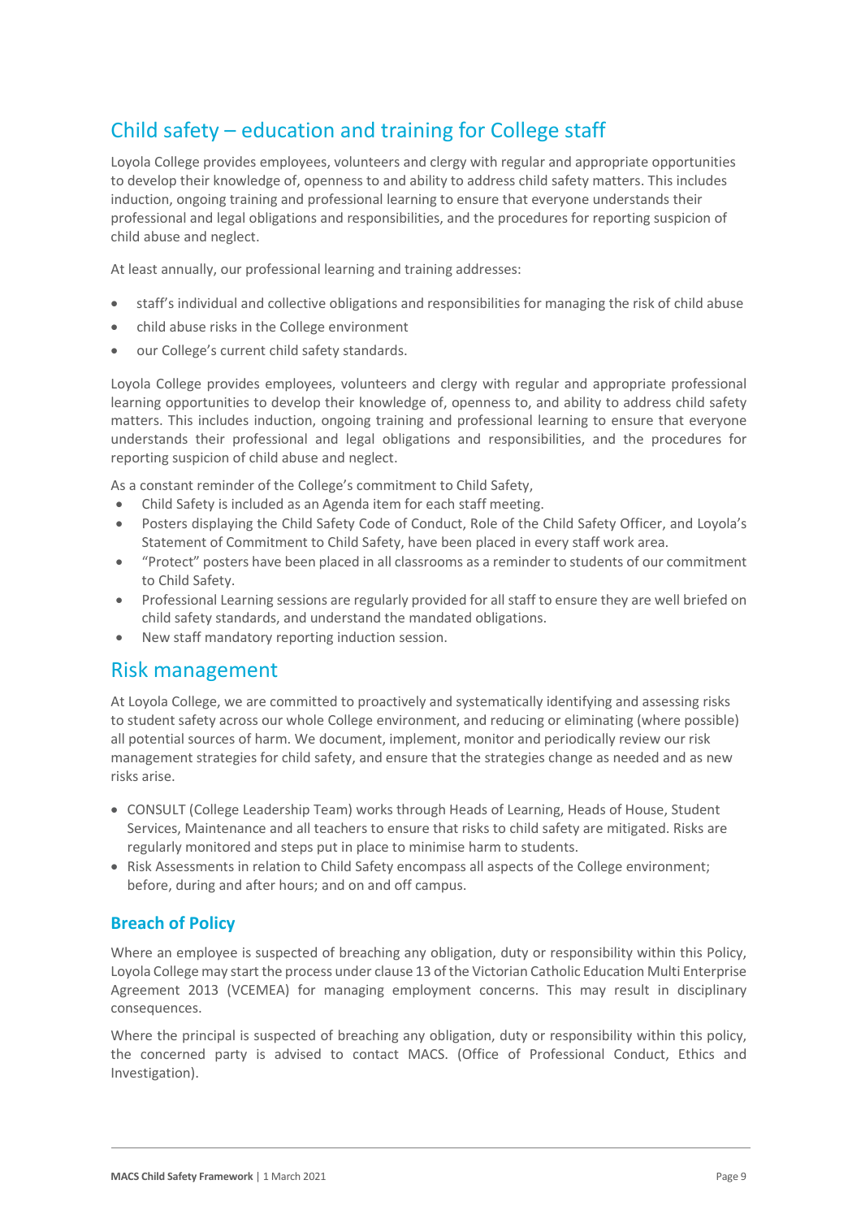## Child safety – education and training for College staff

Loyola College provides employees, volunteers and clergy with regular and appropriate opportunities to develop their knowledge of, openness to and ability to address child safety matters. This includes induction, ongoing training and professional learning to ensure that everyone understands their professional and legal obligations and responsibilities, and the procedures for reporting suspicion of child abuse and neglect.

At least annually, our professional learning and training addresses:

- staff's individual and collective obligations and responsibilities for managing the risk of child abuse
- child abuse risks in the College environment
- our College's current child safety standards.

Loyola College provides employees, volunteers and clergy with regular and appropriate professional learning opportunities to develop their knowledge of, openness to, and ability to address child safety matters. This includes induction, ongoing training and professional learning to ensure that everyone understands their professional and legal obligations and responsibilities, and the procedures for reporting suspicion of child abuse and neglect.

As a constant reminder of the College's commitment to Child Safety,

- Child Safety is included as an Agenda item for each staff meeting.
- Posters displaying the Child Safety Code of Conduct, Role of the Child Safety Officer, and Loyola's Statement of Commitment to Child Safety, have been placed in every staff work area.
- "Protect" posters have been placed in all classrooms as a reminder to students of our commitment to Child Safety.
- Professional Learning sessions are regularly provided for all staff to ensure they are well briefed on child safety standards, and understand the mandated obligations.
- New staff mandatory reporting induction session.

## Risk management

At Loyola College, we are committed to proactively and systematically identifying and assessing risks to student safety across our whole College environment, and reducing or eliminating (where possible) all potential sources of harm. We document, implement, monitor and periodically review our risk management strategies for child safety, and ensure that the strategies change as needed and as new risks arise.

- CONSULT (College Leadership Team) works through Heads of Learning, Heads of House, Student Services, Maintenance and all teachers to ensure that risks to child safety are mitigated. Risks are regularly monitored and steps put in place to minimise harm to students.
- Risk Assessments in relation to Child Safety encompass all aspects of the College environment; before, during and after hours; and on and off campus.

### Breach of Policy

Where an employee is suspected of breaching any obligation, duty or responsibility within this Policy, Loyola College may start the process under clause 13 of the Victorian Catholic Education Multi Enterprise Agreement 2013 (VCEMEA) for managing employment concerns. This may result in disciplinary consequences.

Where the principal is suspected of breaching any obligation, duty or responsibility within this policy, the concerned party is advised to contact MACS. (Office of Professional Conduct, Ethics and Investigation).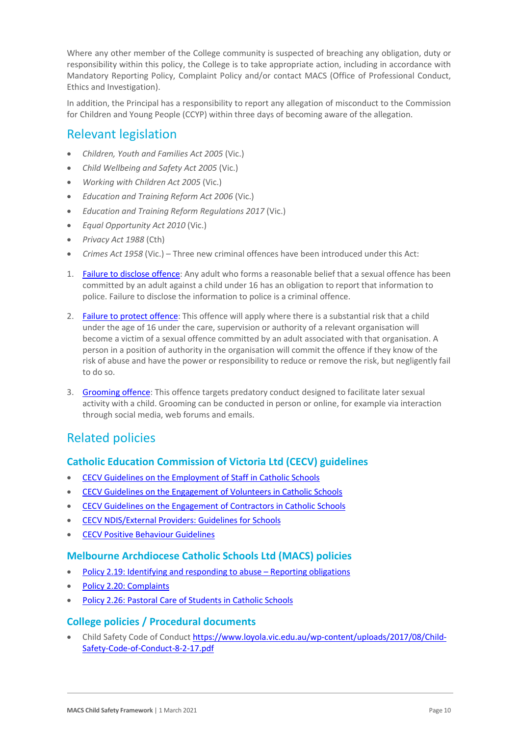Where any other member of the College community is suspected of breaching any obligation, duty or responsibility within this policy, the College is to take appropriate action, including in accordance with Mandatory Reporting Policy, Complaint Policy and/or contact MACS (Office of Professional Conduct, Ethics and Investigation).

In addition, the Principal has a responsibility to report any allegation of misconduct to the Commission for Children and Young People (CCYP) within three days of becoming aware of the allegation.

## Relevant legislation

- *Children, Youth and Families Act 2005* (Vic.)
- *Child Wellbeing and Safety Act 2005* (Vic.)
- *Working with Children Act 2005* (Vic.)
- *Education and Training Reform Act 2006* (Vic.)
- *Education and Training Reform Regulations 2017* (Vic.)
- *Equal Opportunity Act 2010* (Vic.)
- *Privacy Act 1988* (Cth)
- *Crimes Act 1958* (Vic.) – Three new criminal offences have been introduced under this Act:

1. [Failure to disclose offence](): Any adult who forms a reasonable belief that a sexual offence has been committed by an adult against a child under 16 has an obligation to report that information to police. Failure to disclose the information to police is a criminal offence.

2. [Failure to protect offence](): This offence will apply where there is a substantial risk that a child under the age of 16 under the care, supervision or authority of a relevant organisation will become a victim of a sexual offence committed by an adult associated with that organisation. A person in a position of authority in the organisation will commit the offence if they know of the risk of abuse and have the power or responsibility to reduce or remove the risk, but negligently fail to do so.

3. [Grooming offence](): This offence targets predatory conduct designed to facilitate later sexual activity with a child. Grooming can be conducted in person or online, for example via interaction through social media, web forums and emails.

## Related policies

### Catholic Education Commission of Victoria Ltd (CECV) guidelines

- CECV Guidelines on the Employment of Staff in Catholic Schools
- CECV Guidelines on the Engagement of Volunteers in Catholic Schools
- CECV Guidelines on the Engagement of Contractors in Catholic Schools
- CECV NDIS/External Providers: Guidelines for Schools
- CECV Positive Behaviour Guidelines

### Melbourne Archdiocese Catholic Schools Ltd (MACS) policies

- Policy 2.19: Identifying and responding to abuse – Reporting obligations
- Policy 2.20: Complaints
- Policy 2.26: Pastoral Care of Students in Catholic Schools

### College policies / Procedural documents

- Child Safety Code of Conduct https://www.loyola.vic.edu.au/wp-content/uploads/2017/08/Child-Safety-Code-of-Conduct-8-2-17.pdf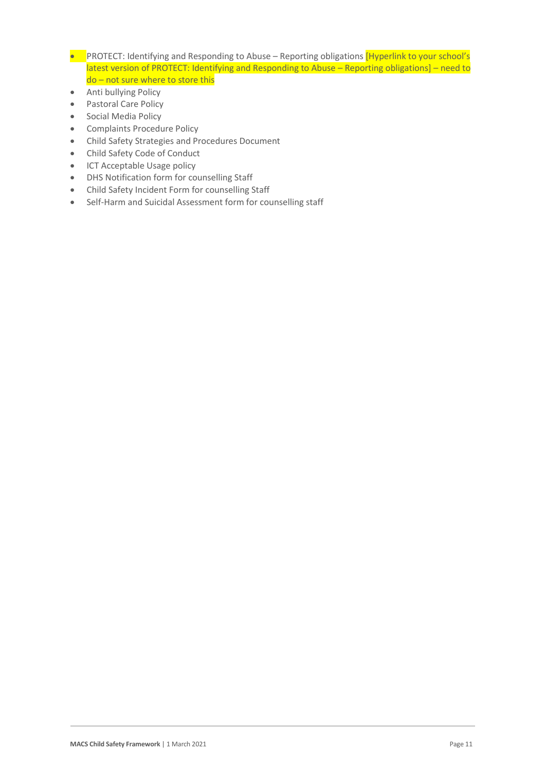- PROTECT: Identifying and Responding to Abuse – Reporting obligations [Hyperlink to your school's latest version of PROTECT: Identifying and Responding to Abuse – Reporting obligations] – need to do – not sure where to store this
- Anti bullying Policy
- Pastoral Care Policy
- Social Media Policy
- Complaints Procedure Policy
- Child Safety Strategies and Procedures Document
- Child Safety Code of Conduct
- ICT Acceptable Usage policy
- DHS Notification form for counselling Staff
- Child Safety Incident Form for counselling Staff
- Self-Harm and Suicidal Assessment form for counselling staff